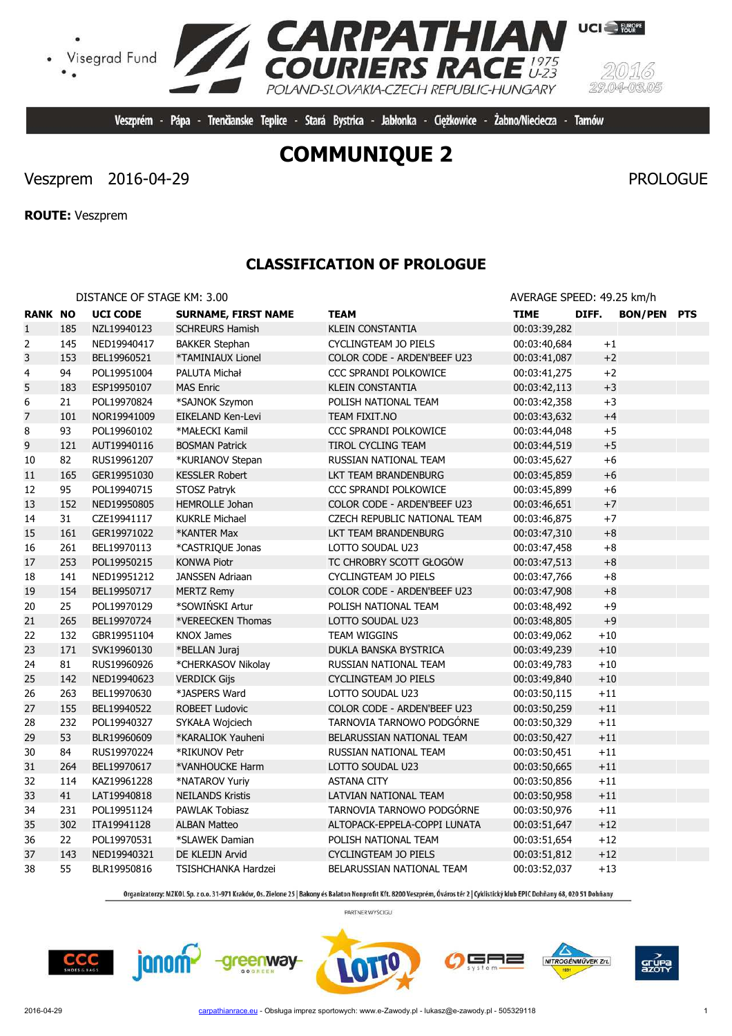Veszprém - Pápa - Trenčianske Teplice - Stará Bystrica - Jabłonka - Ciężkowice - Żabno/Nieciecza - Tarnów

# COMMUNIQUE 2

Veszprem 2016-04-29 PROLOGUE

**ROUTE:** Veszprem

## CLASSIFICATION OF PROLOGUE

DISTANCE OF STAGE KM: 3.00 AVERAGE SPEED: 49.25 km/h

| RANK | NO | UCI CODE | SURNAME, FIRST NAME | TEAM | TIME | DIFF. | BON/PEN | PTS |
|---|---|---|---|---|---|---|---|---|
| 1 | 185 | NZL19940123 | SCHREURS Hamish | KLEIN CONSTANTIA | 00:03:39,282 | | | |
| 2 | 145 | NED19940417 | BAKKER Stephan | CYCLINGTEAM JO PIELS | 00:03:40,684 | +1 | | |
| 3 | 153 | BEL19960521 | *TAMINIAUX Lionel | COLOR CODE - ARDEN'BEEF U23 | 00:03:41,087 | +2 | | |
| 4 | 94 | POL19951004 | PALUTA Michał | CCC SPRANDI POLKOWICE | 00:03:41,275 | +2 | | |
| 5 | 183 | ESP19950107 | MAS Enric | KLEIN CONSTANTIA | 00:03:42,113 | +3 | | |
| 6 | 21 | POL19970824 | *SAJNOK Szymon | POLISH NATIONAL TEAM | 00:03:42,358 | +3 | | |
| 7 | 101 | NOR19941009 | EIKELAND Ken-Levi | TEAM FIXIT.NO | 00:03:43,632 | +4 | | |
| 8 | 93 | POL19960102 | *MAŁECKI Kamil | CCC SPRANDI POLKOWICE | 00:03:44,048 | +5 | | |
| 9 | 121 | AUT19940116 | BOSMAN Patrick | TIROL CYCLING TEAM | 00:03:44,519 | +5 | | |
| 10 | 82 | RUS19961207 | *KURIANOV Stepan | RUSSIAN NATIONAL TEAM | 00:03:45,627 | +6 | | |
| 11 | 165 | GER19951030 | KESSLER Robert | LKT TEAM BRANDENBURG | 00:03:45,859 | +6 | | |
| 12 | 95 | POL19940715 | STOSZ Patryk | CCC SPRANDI POLKOWICE | 00:03:45,899 | +6 | | |
| 13 | 152 | NED19950805 | HEMROLLE Johan | COLOR CODE - ARDEN'BEEF U23 | 00:03:46,651 | +7 | | |
| 14 | 31 | CZE19941117 | KUKRLE Michael | CZECH REPUBLIC NATIONAL TEAM | 00:03:46,875 | +7 | | |
| 15 | 161 | GER19971022 | *KANTER Max | LKT TEAM BRANDENBURG | 00:03:47,310 | +8 | | |
| 16 | 261 | BEL19970113 | *CASTRIQUE Jonas | LOTTO SOUDAL U23 | 00:03:47,458 | +8 | | |
| 17 | 253 | POL19950215 | KONWA Piotr | TC CHROBRY SCOTT GŁOGÓW | 00:03:47,513 | +8 | | |
| 18 | 141 | NED19951212 | JANSSEN Adriaan | CYCLINGTEAM JO PIELS | 00:03:47,766 | +8 | | |
| 19 | 154 | BEL19950717 | MERTZ Remy | COLOR CODE - ARDEN'BEEF U23 | 00:03:47,908 | +8 | | |
| 20 | 25 | POL19970129 | *SOWIŃSKI Artur | POLISH NATIONAL TEAM | 00:03:48,492 | +9 | | |
| 21 | 265 | BEL19970724 | *VEREECKEN Thomas | LOTTO SOUDAL U23 | 00:03:48,805 | +9 | | |
| 22 | 132 | GBR19951104 | KNOX James | TEAM WIGGINS | 00:03:49,062 | +10 | | |
| 23 | 171 | SVK19960130 | *BELLAN Juraj | DUKLA BANSKA BYSTRICA | 00:03:49,239 | +10 | | |
| 24 | 81 | RUS19960926 | *CHERKASOV Nikolay | RUSSIAN NATIONAL TEAM | 00:03:49,783 | +10 | | |
| 25 | 142 | NED19940623 | VERDICK Gijs | CYCLINGTEAM JO PIELS | 00:03:49,840 | +10 | | |
| 26 | 263 | BEL19970630 | *JASPERS Ward | LOTTO SOUDAL U23 | 00:03:50,115 | +11 | | |
| 27 | 155 | BEL19940522 | ROBEET Ludovic | COLOR CODE - ARDEN'BEEF U23 | 00:03:50,259 | +11 | | |
| 28 | 232 | POL19940327 | SYKAŁA Wojciech | TARNOVIA TARNOWO PODGÓRNE | 00:03:50,329 | +11 | | |
| 29 | 53 | BLR19960609 | *KARALIOK Yauheni | BELARUSSIAN NATIONAL TEAM | 00:03:50,427 | +11 | | |
| 30 | 84 | RUS19970224 | *RIKUNOV Petr | RUSSIAN NATIONAL TEAM | 00:03:50,451 | +11 | | |
| 31 | 264 | BEL19970617 | *VANHOUCKE Harm | LOTTO SOUDAL U23 | 00:03:50,665 | +11 | | |
| 32 | 114 | KAZ19961228 | *NATAROV Yuriy | ASTANA CITY | 00:03:50,856 | +11 | | |
| 33 | 41 | LAT19940818 | NEILANDS Kristis | LATVIAN NATIONAL TEAM | 00:03:50,958 | +11 | | |
| 34 | 231 | POL19951124 | PAWLAK Tobiasz | TARNOVIA TARNOWO PODGÓRNE | 00:03:50,976 | +11 | | |
| 35 | 302 | ITA19941128 | ALBAN Matteo | ALTOPACK-EPPELA-COPPI LUNATA | 00:03:51,647 | +12 | | |
| 36 | 22 | POL19970531 | *SLAWEK Damian | POLISH NATIONAL TEAM | 00:03:51,654 | +12 | | |
| 37 | 143 | NED19940321 | DE KLEIJN Arvid | CYCLINGTEAM JO PIELS | 00:03:51,812 | +12 | | |
| 38 | 55 | BLR19950816 | TSISHCHANKA Hardzei | BELARUSSIAN NATIONAL TEAM | 00:03:52,037 | +13 | | |

Organizatorzy: MZKOL Sp. z o.o. 31-971 Kraków, Os. Zielone 25 | Bakony és Balaton Nonprofit Kft. 8200 Veszprém, Óváros tér 2 | Cyklistický klub EPIC Dohňany 68, 020 51 Dohňany

PARTNER WYŚCIGU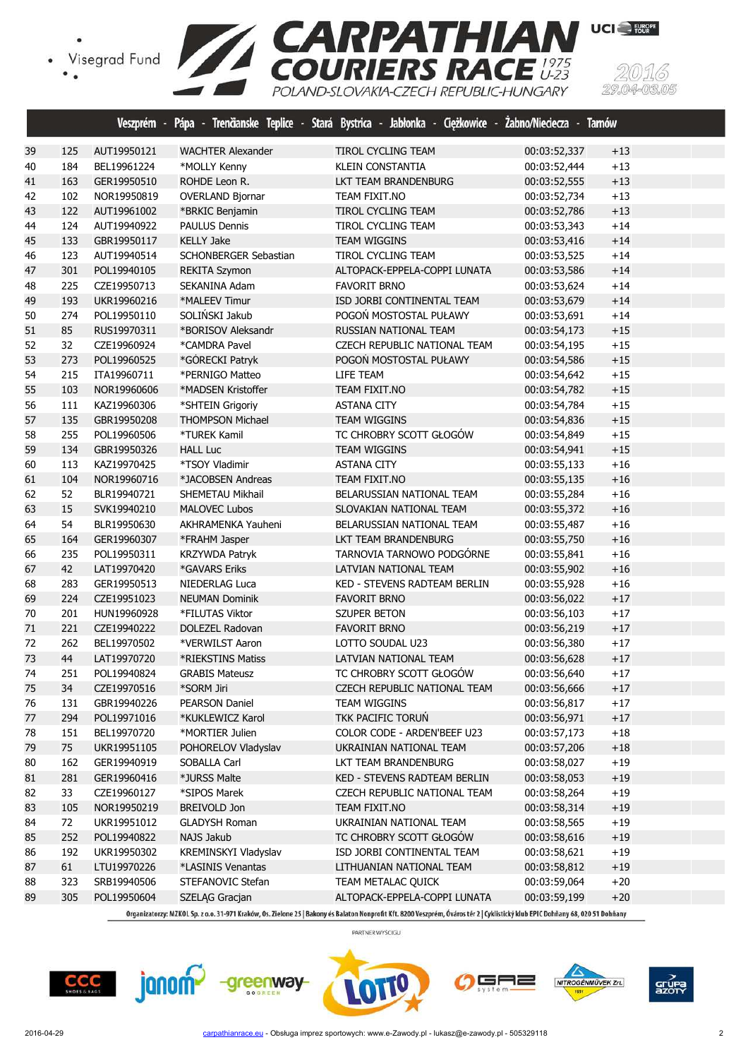Veszprém - Pápa - Trenčianske Teplice - Stará Bystrica - Jabłonka - Ciężkowice - Żabno/Nieciecza - Tarnów

| | | | | | | |
|---|---|---|---|---|---|---|
| 39 | 125 | AUT19950121 | WACHTER Alexander | TIROL CYCLING TEAM | 00:03:52,337 | +13 |
| 40 | 184 | BEL19961224 | *MOLLY Kenny | KLEIN CONSTANTIA | 00:03:52,444 | +13 |
| 41 | 163 | GER19950510 | ROHDE Leon R. | LKT TEAM BRANDENBURG | 00:03:52,555 | +13 |
| 42 | 102 | NOR19950819 | OVERLAND Bjornar | TEAM FIXIT.NO | 00:03:52,734 | +13 |
| 43 | 122 | AUT19961002 | *BRKIC Benjamin | TIROL CYCLING TEAM | 00:03:52,786 | +13 |
| 44 | 124 | AUT19940922 | PAULUS Dennis | TIROL CYCLING TEAM | 00:03:53,343 | +14 |
| 45 | 133 | GBR19950117 | KELLY Jake | TEAM WIGGINS | 00:03:53,416 | +14 |
| 46 | 123 | AUT19940514 | SCHONBERGER Sebastian | TIROL CYCLING TEAM | 00:03:53,525 | +14 |
| 47 | 301 | POL19940105 | REKITA Szymon | ALTOPACK-EPPELA-COPPI LUNATA | 00:03:53,586 | +14 |
| 48 | 225 | CZE19950713 | SEKANINA Adam | FAVORIT BRNO | 00:03:53,624 | +14 |
| 49 | 193 | UKR19960216 | *MALEEV Timur | ISD JORBI CONTINENTAL TEAM | 00:03:53,679 | +14 |
| 50 | 274 | POL19950110 | SOLIŃSKI Jakub | POGOŃ MOSTOSTAL PUŁAWY | 00:03:53,691 | +14 |
| 51 | 85 | RUS19970311 | *BORISOV Aleksandr | RUSSIAN NATIONAL TEAM | 00:03:54,173 | +15 |
| 52 | 32 | CZE19960924 | *CAMDRA Pavel | CZECH REPUBLIC NATIONAL TEAM | 00:03:54,195 | +15 |
| 53 | 273 | POL19960525 | *GÓRECKI Patryk | POGOŃ MOSTOSTAL PUŁAWY | 00:03:54,586 | +15 |
| 54 | 215 | ITA19960711 | *PERNIGO Matteo | LIFE TEAM | 00:03:54,642 | +15 |
| 55 | 103 | NOR19960606 | *MADSEN Kristoffer | TEAM FIXIT.NO | 00:03:54,782 | +15 |
| 56 | 111 | KAZ19960306 | *SHTEIN Grigoriy | ASTANA CITY | 00:03:54,784 | +15 |
| 57 | 135 | GBR19950208 | THOMPSON Michael | TEAM WIGGINS | 00:03:54,836 | +15 |
| 58 | 255 | POL19960506 | *TUREK Kamil | TC CHROBRY SCOTT GŁOGÓW | 00:03:54,849 | +15 |
| 59 | 134 | GBR19950326 | HALL Luc | TEAM WIGGINS | 00:03:54,941 | +15 |
| 60 | 113 | KAZ19970425 | *TSOY Vladimir | ASTANA CITY | 00:03:55,133 | +16 |
| 61 | 104 | NOR19960716 | *JACOBSEN Andreas | TEAM FIXIT.NO | 00:03:55,135 | +16 |
| 62 | 52 | BLR19940721 | SHEMETAU Mikhail | BELARUSSIAN NATIONAL TEAM | 00:03:55,284 | +16 |
| 63 | 15 | SVK19940210 | MALOVEC Lubos | SLOVAKIAN NATIONAL TEAM | 00:03:55,372 | +16 |
| 64 | 54 | BLR19950630 | AKHRAMENKA Yauheni | BELARUSSIAN NATIONAL TEAM | 00:03:55,487 | +16 |
| 65 | 164 | GER19960307 | *FRAHM Jasper | LKT TEAM BRANDENBURG | 00:03:55,750 | +16 |
| 66 | 235 | POL19950311 | KRZYWDA Patryk | TARNOVIA TARNOWO PODGÓRNE | 00:03:55,841 | +16 |
| 67 | 42 | LAT19970420 | *GAVARS Eriks | LATVIAN NATIONAL TEAM | 00:03:55,902 | +16 |
| 68 | 283 | GER19950513 | NIEDERLAG Luca | KED - STEVENS RADTEAM BERLIN | 00:03:55,928 | +16 |
| 69 | 224 | CZE19951023 | NEUMAN Dominik | FAVORIT BRNO | 00:03:56,022 | +17 |
| 70 | 201 | HUN19960928 | *FILUTAS Viktor | SZUPER BETON | 00:03:56,103 | +17 |
| 71 | 221 | CZE19940222 | DOLEZEL Radovan | FAVORIT BRNO | 00:03:56,219 | +17 |
| 72 | 262 | BEL19970502 | *VERWILST Aaron | LOTTO SOUDAL U23 | 00:03:56,380 | +17 |
| 73 | 44 | LAT19970720 | *RIEKSTINS Matiss | LATVIAN NATIONAL TEAM | 00:03:56,628 | +17 |
| 74 | 251 | POL19940824 | GRABIS Mateusz | TC CHROBRY SCOTT GŁOGÓW | 00:03:56,640 | +17 |
| 75 | 34 | CZE19970516 | *SORM Jiri | CZECH REPUBLIC NATIONAL TEAM | 00:03:56,666 | +17 |
| 76 | 131 | GBR19940226 | PEARSON Daniel | TEAM WIGGINS | 00:03:56,817 | +17 |
| 77 | 294 | POL19971016 | *KUKLEWICZ Karol | TKK PACIFIC TORUŃ | 00:03:56,971 | +17 |
| 78 | 151 | BEL19970720 | *MORTIER Julien | COLOR CODE - ARDEN'BEEF U23 | 00:03:57,173 | +18 |
| 79 | 75 | UKR19951105 | POHORELOV Vladyslav | UKRAINIAN NATIONAL TEAM | 00:03:57,206 | +18 |
| 80 | 162 | GER19940919 | SOBALLA Carl | LKT TEAM BRANDENBURG | 00:03:58,027 | +19 |
| 81 | 281 | GER19960416 | *JURSS Malte | KED - STEVENS RADTEAM BERLIN | 00:03:58,053 | +19 |
| 82 | 33 | CZE19960127 | *SIPOS Marek | CZECH REPUBLIC NATIONAL TEAM | 00:03:58,264 | +19 |
| 83 | 105 | NOR19950219 | BREIVOLD Jon | TEAM FIXIT.NO | 00:03:58,314 | +19 |
| 84 | 72 | UKR19951012 | GLADYSH Roman | UKRAINIAN NATIONAL TEAM | 00:03:58,565 | +19 |
| 85 | 252 | POL19940822 | NAJS Jakub | TC CHROBRY SCOTT GŁOGÓW | 00:03:58,616 | +19 |
| 86 | 192 | UKR19950302 | KREMINSKYI Vladyslav | ISD JORBI CONTINENTAL TEAM | 00:03:58,621 | +19 |
| 87 | 61 | LTU19970226 | *LASINIS Venantas | LITHUANIAN NATIONAL TEAM | 00:03:58,812 | +19 |
| 88 | 323 | SRB19940506 | STEFANOVIC Stefan | TEAM METALAC QUICK | 00:03:59,064 | +20 |
| 89 | 305 | POL19950604 | SZELĄG Gracjan | ALTOPACK-EPPELA-COPPI LUNATA | 00:03:59,199 | +20 |

Organizatorzy: MZKOL Sp. z o.o. 31-971 Kraków, Os. Zielone 25 | Bakony és Balaton Nonprofit Kft. 8200 Veszprém, Óváros tér 2 | Cyklistický klub EPIC Dohňany 68, 020 51 Dohňany

PARTNER WYŚCIGU

2016-04-29 carpathianrace.eu - Obsługa imprez sportowych: www.e-Zawody.pl - lukasz@e-zawody.pl - 505329118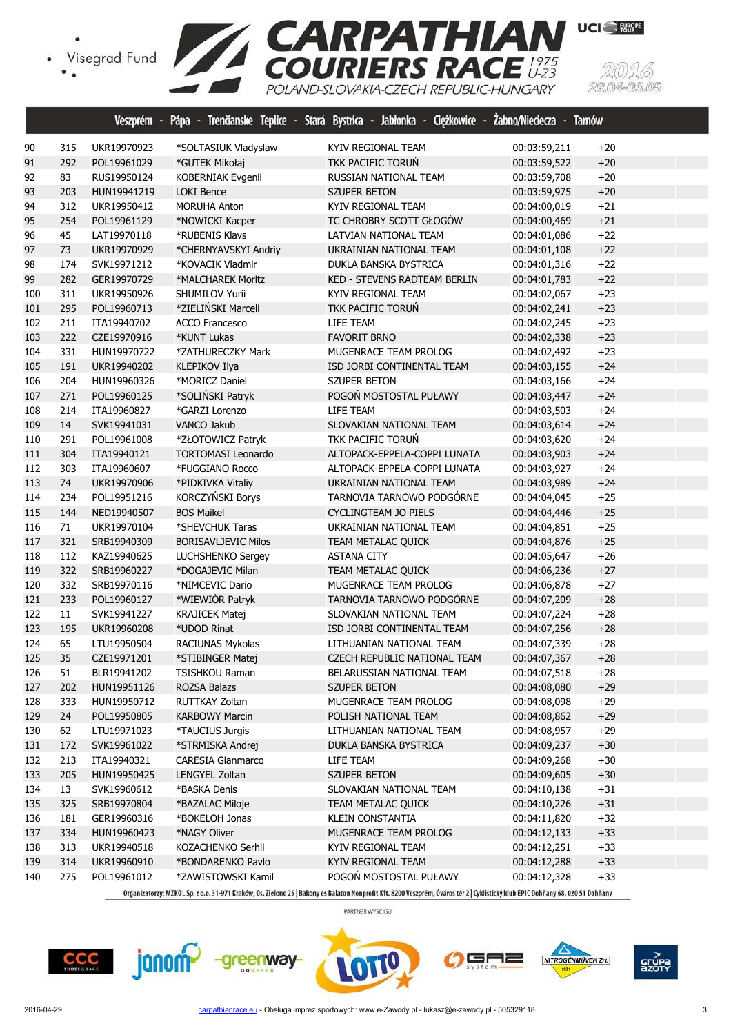# CARPATHIAN COURIERS RACE 1975 U-23

POLAND-SLOVAKIA-CZECH REPUBLIC-HUNGARY

2016 29.04-03.05

Veszprém - Pápa - Trenčianske Teplice - Stará Bystrica - Jabłonka - Ciężkowice - Żabno/Nieciecza - Tarnów

| | | | | | | |
|---|---|---|---|---|---|---|
| 90 | 315 | UKR19970923 | *SOLTASIUK Vladyslaw | KYIV REGIONAL TEAM | 00:03:59,211 | +20 |
| 91 | 292 | POL19961029 | *GUTEK Mikołaj | TKK PACIFIC TORUŃ | 00:03:59,522 | +20 |
| 92 | 83 | RUS19950124 | KOBERNIAK Evgenii | RUSSIAN NATIONAL TEAM | 00:03:59,708 | +20 |
| 93 | 203 | HUN19941219 | LOKI Bence | SZUPER BETON | 00:03:59,975 | +20 |
| 94 | 312 | UKR19950412 | MORUHA Anton | KYIV REGIONAL TEAM | 00:04:00,019 | +21 |
| 95 | 254 | POL19961129 | *NOWICKI Kacper | TC CHROBRY SCOTT GŁOGÓW | 00:04:00,469 | +21 |
| 96 | 45 | LAT19970118 | *RUBENIS Klavs | LATVIAN NATIONAL TEAM | 00:04:01,086 | +22 |
| 97 | 73 | UKR19970929 | *CHERNYAVSKYI Andriy | UKRAINIAN NATIONAL TEAM | 00:04:01,108 | +22 |
| 98 | 174 | SVK19971212 | *KOVACIK Vladmir | DUKLA BANSKA BYSTRICA | 00:04:01,316 | +22 |
| 99 | 282 | GER19970729 | *MALCHAREK Moritz | KED - STEVENS RADTEAM BERLIN | 00:04:01,783 | +22 |
| 100 | 311 | UKR19950926 | SHUMILOV Yurii | KYIV REGIONAL TEAM | 00:04:02,067 | +23 |
| 101 | 295 | POL19960713 | *ZIELIŃSKI Marceli | TKK PACIFIC TORUŃ | 00:04:02,241 | +23 |
| 102 | 211 | ITA19940702 | ACCO Francesco | LIFE TEAM | 00:04:02,245 | +23 |
| 103 | 222 | CZE19970916 | *KUNT Lukas | FAVORIT BRNO | 00:04:02,338 | +23 |
| 104 | 331 | HUN19970722 | *ZATHURECZKY Mark | MUGENRACE TEAM PROLOG | 00:04:02,492 | +23 |
| 105 | 191 | UKR19940202 | KLEPIKOV Ilya | ISD JORBI CONTINENTAL TEAM | 00:04:03,155 | +24 |
| 106 | 204 | HUN19960326 | *MORICZ Daniel | SZUPER BETON | 00:04:03,166 | +24 |
| 107 | 271 | POL19960125 | *SOLIŃSKI Patryk | POGOŃ MOSTOSTAL PUŁAWY | 00:04:03,447 | +24 |
| 108 | 214 | ITA19960827 | *GARZI Lorenzo | LIFE TEAM | 00:04:03,503 | +24 |
| 109 | 14 | SVK19941031 | VANCO Jakub | SLOVAKIAN NATIONAL TEAM | 00:04:03,614 | +24 |
| 110 | 291 | POL19961008 | *ZŁOTOWICZ Patryk | TKK PACIFIC TORUŃ | 00:04:03,620 | +24 |
| 111 | 304 | ITA19940121 | TORTOMASI Leonardo | ALTOPACK-EPPELA-COPPI LUNATA | 00:04:03,903 | +24 |
| 112 | 303 | ITA19960607 | *FUGGIANO Rocco | ALTOPACK-EPPELA-COPPI LUNATA | 00:04:03,927 | +24 |
| 113 | 74 | UKR19970906 | *PIDKIVKA Vitaliy | UKRAINIAN NATIONAL TEAM | 00:04:03,989 | +24 |
| 114 | 234 | POL19951216 | KORCZYŃSKI Borys | TARNOVIA TARNOWO PODGÓRNE | 00:04:04,045 | +25 |
| 115 | 144 | NED19940507 | BOS Maikel | CYCLINGTEAM JO PIELS | 00:04:04,446 | +25 |
| 116 | 71 | UKR19970104 | *SHEVCHUK Taras | UKRAINIAN NATIONAL TEAM | 00:04:04,851 | +25 |
| 117 | 321 | SRB19940309 | BORISAVLJEVIC Milos | TEAM METALAC QUICK | 00:04:04,876 | +25 |
| 118 | 112 | KAZ19940625 | LUCHSHENKO Sergey | ASTANA CITY | 00:04:05,647 | +26 |
| 119 | 322 | SRB19960227 | *DOGAJEVIC Milan | TEAM METALAC QUICK | 00:04:06,236 | +27 |
| 120 | 332 | SRB19970116 | *NIMCEVIC Dario | MUGENRACE TEAM PROLOG | 00:04:06,878 | +27 |
| 121 | 233 | POL19960127 | *WIEWIÓR Patryk | TARNOVIA TARNOWO PODGÓRNE | 00:04:07,209 | +28 |
| 122 | 11 | SVK19941227 | KRAJICEK Matej | SLOVAKIAN NATIONAL TEAM | 00:04:07,224 | +28 |
| 123 | 195 | UKR19960208 | *UDOD Rinat | ISD JORBI CONTINENTAL TEAM | 00:04:07,256 | +28 |
| 124 | 65 | LTU19950504 | RACIUNAS Mykolas | LITHUANIAN NATIONAL TEAM | 00:04:07,339 | +28 |
| 125 | 35 | CZE19971201 | *STIBINGER Matej | CZECH REPUBLIC NATIONAL TEAM | 00:04:07,367 | +28 |
| 126 | 51 | BLR19941202 | TSISHKOU Raman | BELARUSSIAN NATIONAL TEAM | 00:04:07,518 | +28 |
| 127 | 202 | HUN19951126 | ROZSA Balazs | SZUPER BETON | 00:04:08,080 | +29 |
| 128 | 333 | HUN19950712 | RUTTKAY Zoltan | MUGENRACE TEAM PROLOG | 00:04:08,098 | +29 |
| 129 | 24 | POL19950805 | KARBOWY Marcin | POLISH NATIONAL TEAM | 00:04:08,862 | +29 |
| 130 | 62 | LTU19971023 | *TAUCIUS Jurgis | LITHUANIAN NATIONAL TEAM | 00:04:08,957 | +29 |
| 131 | 172 | SVK19961022 | *STRMISKA Andrej | DUKLA BANSKA BYSTRICA | 00:04:09,237 | +30 |
| 132 | 213 | ITA19940321 | CARESIA Gianmarco | LIFE TEAM | 00:04:09,268 | +30 |
| 133 | 205 | HUN19950425 | LENGYEL Zoltan | SZUPER BETON | 00:04:09,605 | +30 |
| 134 | 13 | SVK19960612 | *BASKA Denis | SLOVAKIAN NATIONAL TEAM | 00:04:10,138 | +31 |
| 135 | 325 | SRB19970804 | *BAZALAC Miloje | TEAM METALAC QUICK | 00:04:10,226 | +31 |
| 136 | 181 | GER19960316 | *BOKELOH Jonas | KLEIN CONSTANTIA | 00:04:11,820 | +32 |
| 137 | 334 | HUN19960423 | *NAGY Oliver | MUGENRACE TEAM PROLOG | 00:04:12,133 | +33 |
| 138 | 313 | UKR19940518 | KOZACHENKO Serhii | KYIV REGIONAL TEAM | 00:04:12,251 | +33 |
| 139 | 314 | UKR19960910 | *BONDARENKO Pavlo | KYIV REGIONAL TEAM | 00:04:12,288 | +33 |
| 140 | 275 | POL19961012 | *ZAWISTOWSKI Kamil | POGOŃ MOSTOSTAL PUŁAWY | 00:04:12,328 | +33 |

Organizatorzy: MZKOL Sp. z o.o. 31-971 Kraków, Os. Zielone 25 | Bakony és Balaton Nonprofit Kft. 8200 Veszprém, Óváros tér 2 | Cyklistický klub EPIC Dohňany 68, 020 51 Dohňany

PARTNER WYŚCIGU

2016-04-29 carpathianrace.eu - Obsługa imprez sportowych: www.e-Zawody.pl - lukasz@e-zawody.pl - 505329118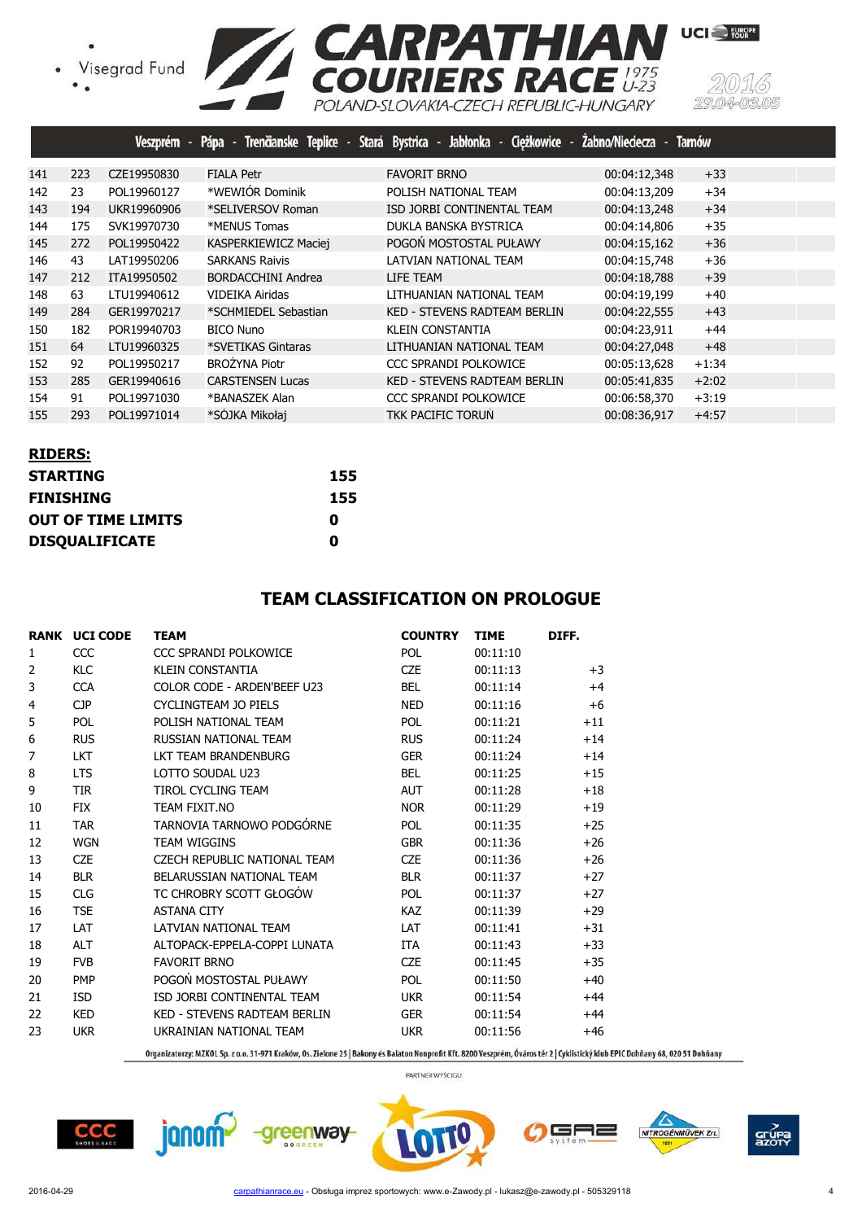Veszprém - Pápa - Trenčianske Teplice - Stará Bystrica - Jabłonka - Ciężkowice - Żabno/Nieciecza - Tarnów

| | | | | | | |
|---|---|---|---|---|---|---|
| 141 | 223 | CZE19950830 | FIALA Petr | FAVORIT BRNO | 00:04:12,348 | +33 |
| 142 | 23 | POL19960127 | *WEWIÓR Dominik | POLISH NATIONAL TEAM | 00:04:13,209 | +34 |
| 143 | 194 | UKR19960906 | *SELIVERSOV Roman | ISD JORBI CONTINENTAL TEAM | 00:04:13,248 | +34 |
| 144 | 175 | SVK19970730 | *MENUS Tomas | DUKLA BANSKA BYSTRICA | 00:04:14,806 | +35 |
| 145 | 272 | POL19950422 | KASPERKIEWICZ Maciej | POGOŃ MOSTOSTAL PUŁAWY | 00:04:15,162 | +36 |
| 146 | 43 | LAT19950206 | SARKANS Raivis | LATVIAN NATIONAL TEAM | 00:04:15,748 | +36 |
| 147 | 212 | ITA19950502 | BORDACCHINI Andrea | LIFE TEAM | 00:04:18,788 | +39 |
| 148 | 63 | LTU19940612 | VIDEIKA Airidas | LITHUANIAN NATIONAL TEAM | 00:04:19,199 | +40 |
| 149 | 284 | GER19970217 | *SCHMIEDEL Sebastian | KED - STEVENS RADTEAM BERLIN | 00:04:22,555 | +43 |
| 150 | 182 | POR19940703 | BICO Nuno | KLEIN CONSTANTIA | 00:04:23,911 | +44 |
| 151 | 64 | LTU19960325 | *SVETIKAS Gintaras | LITHUANIAN NATIONAL TEAM | 00:04:27,048 | +48 |
| 152 | 92 | POL19950217 | BROŻYNA Piotr | CCC SPRANDI POLKOWICE | 00:05:13,628 | +1:34 |
| 153 | 285 | GER19940616 | CARSTENSEN Lucas | KED - STEVENS RADTEAM BERLIN | 00:05:41,835 | +2:02 |
| 154 | 91 | POL19971030 | *BANASZEK Alan | CCC SPRANDI POLKOWICE | 00:06:58,370 | +3:19 |
| 155 | 293 | POL19971014 | *SÓJKA Mikołaj | TKK PACIFIC TORUŃ | 00:08:36,917 | +4:57 |

**RIDERS:**

| | |
|---|---|
| **STARTING** | **155** |
| **FINISHING** | **155** |
| **OUT OF TIME LIMITS** | **0** |
| **DISQUALIFICATE** | **0** |

## TEAM CLASSIFICATION ON PROLOGUE

| RANK | UCI CODE | TEAM | COUNTRY | TIME | DIFF. |
|---|---|---|---|---|---|
| 1 | CCC | CCC SPRANDI POLKOWICE | POL | 00:11:10 | |
| 2 | KLC | KLEIN CONSTANTIA | CZE | 00:11:13 | +3 |
| 3 | CCA | COLOR CODE - ARDEN'BEEF U23 | BEL | 00:11:14 | +4 |
| 4 | CJP | CYCLINGTEAM JO PIELS | NED | 00:11:16 | +6 |
| 5 | POL | POLISH NATIONAL TEAM | POL | 00:11:21 | +11 |
| 6 | RUS | RUSSIAN NATIONAL TEAM | RUS | 00:11:24 | +14 |
| 7 | LKT | LKT TEAM BRANDENBURG | GER | 00:11:24 | +14 |
| 8 | LTS | LOTTO SOUDAL U23 | BEL | 00:11:25 | +15 |
| 9 | TIR | TIROL CYCLING TEAM | AUT | 00:11:28 | +18 |
| 10 | FIX | TEAM FIXIT.NO | NOR | 00:11:29 | +19 |
| 11 | TAR | TARNOVIA TARNOWO PODGÓRNE | POL | 00:11:35 | +25 |
| 12 | WGN | TEAM WIGGINS | GBR | 00:11:36 | +26 |
| 13 | CZE | CZECH REPUBLIC NATIONAL TEAM | CZE | 00:11:36 | +26 |
| 14 | BLR | BELARUSSIAN NATIONAL TEAM | BLR | 00:11:37 | +27 |
| 15 | CLG | TC CHROBRY SCOTT GŁOGÓW | POL | 00:11:37 | +27 |
| 16 | TSE | ASTANA CITY | KAZ | 00:11:39 | +29 |
| 17 | LAT | LATVIAN NATIONAL TEAM | LAT | 00:11:41 | +31 |
| 18 | ALT | ALTOPACK-EPPELA-COPPI LUNATA | ITA | 00:11:43 | +33 |
| 19 | FVB | FAVORIT BRNO | CZE | 00:11:45 | +35 |
| 20 | PMP | POGOŃ MOSTOSTAL PUŁAWY | POL | 00:11:50 | +40 |
| 21 | ISD | ISD JORBI CONTINENTAL TEAM | UKR | 00:11:54 | +44 |
| 22 | KED | KED - STEVENS RADTEAM BERLIN | GER | 00:11:54 | +44 |
| 23 | UKR | UKRAINIAN NATIONAL TEAM | UKR | 00:11:56 | +46 |

Organizatorzy: MZKOL Sp. z o.o. 31-971 Kraków, Os. Zielone 25 | Bakony és Balaton Nonprofit Kft. 8200 Veszprém, Óváros tér 2 | Cyklistický klub EPIC Dohňany 68, 020 51 Dohňany

PARTNER WYŚCIGU

2016-04-29 carpathianrace.eu - Obsługa imprez sportowych: www.e-Zawody.pl - lukasz@e-zawody.pl - 505329118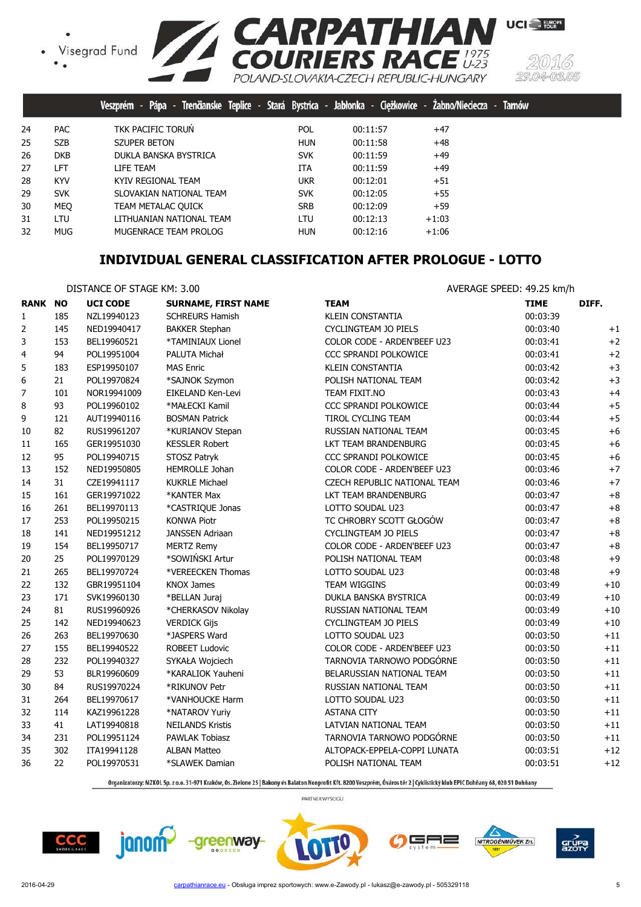| | | | | | |
|---|---|---|---|---|---|
| 24 | PAC | TKK PACIFIC TORUŃ | POL | 00:11:57 | +47 |
| 25 | SZB | SZUPER BETON | HUN | 00:11:58 | +48 |
| 26 | DKB | DUKLA BANSKA BYSTRICA | SVK | 00:11:59 | +49 |
| 27 | LFT | LIFE TEAM | ITA | 00:11:59 | +49 |
| 28 | KYV | KYIV REGIONAL TEAM | UKR | 00:12:01 | +51 |
| 29 | SVK | SLOVAKIAN NATIONAL TEAM | SVK | 00:12:05 | +55 |
| 30 | MEQ | TEAM METALAC QUICK | SRB | 00:12:09 | +59 |
| 31 | LTU | LITHUANIAN NATIONAL TEAM | LTU | 00:12:13 | +1:03 |
| 32 | MUG | MUGENRACE TEAM PROLOG | HUN | 00:12:16 | +1:06 |

## INDIVIDUAL GENERAL CLASSIFICATION AFTER PROLOGUE - LOTTO

DISTANCE OF STAGE KM: 3.00

AVERAGE SPEED: 49.25 km/h

| RANK | NO | UCI CODE | SURNAME, FIRST NAME | TEAM | TIME | DIFF. |
|---|---|---|---|---|---|---|
| 1 | 185 | NZL19940123 | SCHREURS Hamish | KLEIN CONSTANTIA | 00:03:39 | |
| 2 | 145 | NED19940417 | BAKKER Stephan | CYCLINGTEAM JO PIELS | 00:03:40 | +1 |
| 3 | 153 | BEL19960521 | *TAMINIAUX Lionel | COLOR CODE - ARDEN'BEEF U23 | 00:03:41 | +2 |
| 4 | 94 | POL19951004 | PALUTA Michał | CCC SPRANDI POLKOWICE | 00:03:41 | +2 |
| 5 | 183 | ESP19950107 | MAS Enric | KLEIN CONSTANTIA | 00:03:42 | +3 |
| 6 | 21 | POL19970824 | *SAJNOK Szymon | POLISH NATIONAL TEAM | 00:03:42 | +3 |
| 7 | 101 | NOR19941009 | EIKELAND Ken-Levi | TEAM FIXIT.NO | 00:03:43 | +4 |
| 8 | 93 | POL19960102 | *MAŁECKI Kamil | CCC SPRANDI POLKOWICE | 00:03:44 | +5 |
| 9 | 121 | AUT19940116 | BOSMAN Patrick | TIROL CYCLING TEAM | 00:03:44 | +5 |
| 10 | 82 | RUS19961207 | *KURIANOV Stepan | RUSSIAN NATIONAL TEAM | 00:03:45 | +6 |
| 11 | 165 | GER19951030 | KESSLER Robert | LKT TEAM BRANDENBURG | 00:03:45 | +6 |
| 12 | 95 | POL19940715 | STOSZ Patryk | CCC SPRANDI POLKOWICE | 00:03:45 | +6 |
| 13 | 152 | NED19950805 | HEMROLLE Johan | COLOR CODE - ARDEN'BEEF U23 | 00:03:46 | +7 |
| 14 | 31 | CZE19941117 | KUKRLE Michael | CZECH REPUBLIC NATIONAL TEAM | 00:03:46 | +7 |
| 15 | 161 | GER19971022 | *KANTER Max | LKT TEAM BRANDENBURG | 00:03:47 | +8 |
| 16 | 261 | BEL19970113 | *CASTRIQUE Jonas | LOTTO SOUDAL U23 | 00:03:47 | +8 |
| 17 | 253 | POL19950215 | KONWA Piotr | TC CHROBRY SCOTT GŁOGÓW | 00:03:47 | +8 |
| 18 | 141 | NED19951212 | JANSSEN Adriaan | CYCLINGTEAM JO PIELS | 00:03:47 | +8 |
| 19 | 154 | BEL19950717 | MERTZ Remy | COLOR CODE - ARDEN'BEEF U23 | 00:03:47 | +8 |
| 20 | 25 | POL19970129 | *SOWIŃSKI Artur | POLISH NATIONAL TEAM | 00:03:48 | +9 |
| 21 | 265 | BEL19970724 | *VEREECKEN Thomas | LOTTO SOUDAL U23 | 00:03:48 | +9 |
| 22 | 132 | GBR19951104 | KNOX James | TEAM WIGGINS | 00:03:49 | +10 |
| 23 | 171 | SVK19960130 | *BELLAN Juraj | DUKLA BANSKA BYSTRICA | 00:03:49 | +10 |
| 24 | 81 | RUS19960926 | *CHERKASOV Nikolay | RUSSIAN NATIONAL TEAM | 00:03:49 | +10 |
| 25 | 142 | NED19940623 | VERDICK Gijs | CYCLINGTEAM JO PIELS | 00:03:49 | +10 |
| 26 | 263 | BEL19970630 | *JASPERS Ward | LOTTO SOUDAL U23 | 00:03:50 | +11 |
| 27 | 155 | BEL19940522 | ROBEET Ludovic | COLOR CODE - ARDEN'BEEF U23 | 00:03:50 | +11 |
| 28 | 232 | POL19940327 | SYKAŁA Wojciech | TARNOVIA TARNOWO PODGÓRNE | 00:03:50 | +11 |
| 29 | 53 | BLR19960609 | *KARALIOK Yauheni | BELARUSSIAN NATIONAL TEAM | 00:03:50 | +11 |
| 30 | 84 | RUS19970224 | *RIKUNOV Petr | RUSSIAN NATIONAL TEAM | 00:03:50 | +11 |
| 31 | 264 | BEL19970617 | *VANHOUCKE Harm | LOTTO SOUDAL U23 | 00:03:50 | +11 |
| 32 | 114 | KAZ19961228 | *NATAROV Yuriy | ASTANA CITY | 00:03:50 | +11 |
| 33 | 41 | LAT19940818 | NEILANDS Kristis | LATVIAN NATIONAL TEAM | 00:03:50 | +11 |
| 34 | 231 | POL19951124 | PAWLAK Tobiasz | TARNOVIA TARNOWO PODGÓRNE | 00:03:50 | +11 |
| 35 | 302 | ITA19941128 | ALBAN Matteo | ALTOPACK-EPPELA-COPPI LUNATA | 00:03:51 | +12 |
| 36 | 22 | POL19970531 | *SLAWEK Damian | POLISH NATIONAL TEAM | 00:03:51 | +12 |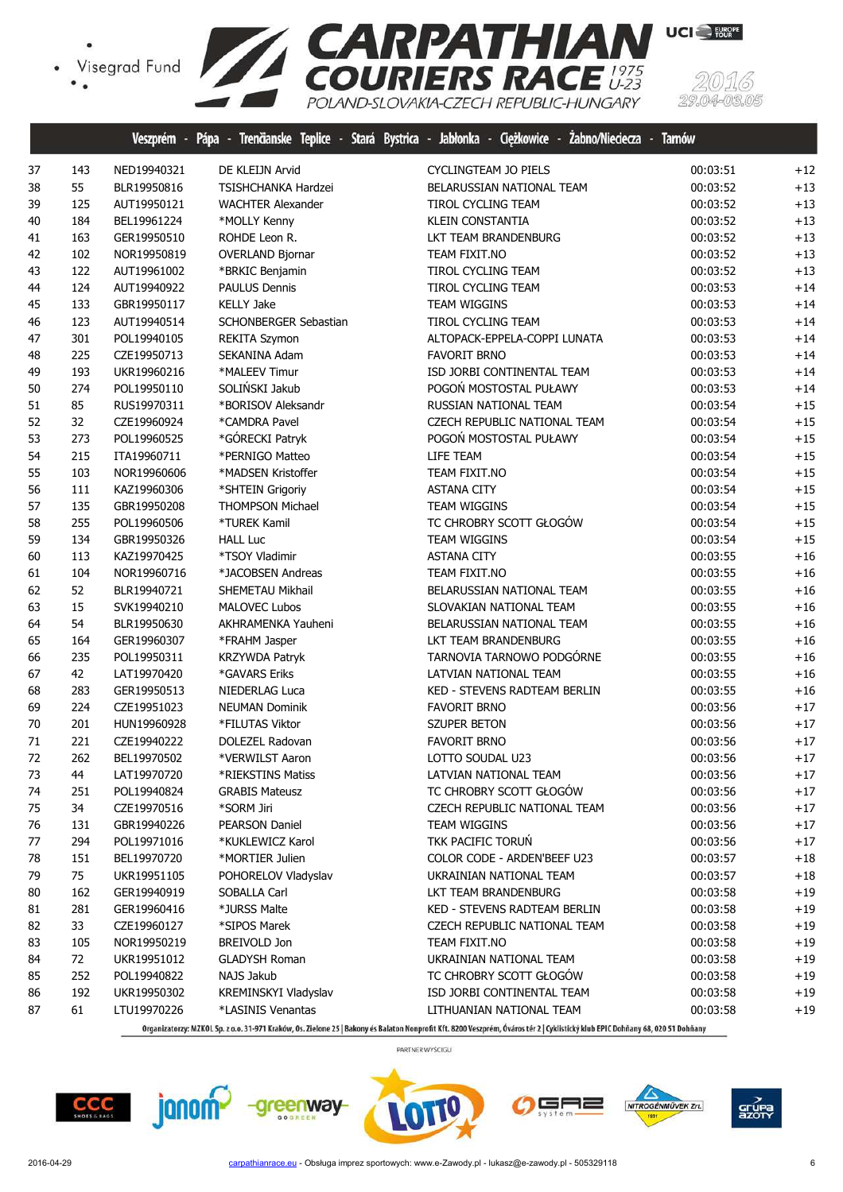Veszprém - Pápa - Trenčianske Teplice - Stará Bystrica - Jabłonka - Ciężkowice - Żabno/Nieciecza - Tarnów

| | | | | | | |
|---|---|---|---|---|---|---|
| 37 | 143 | NED19940321 | DE KLEIJN Arvid | CYCLINGTEAM JO PIELS | 00:03:51 | +12 |
| 38 | 55 | BLR19950816 | TSISHCHANKA Hardzei | BELARUSSIAN NATIONAL TEAM | 00:03:52 | +13 |
| 39 | 125 | AUT19950121 | WACHTER Alexander | TIROL CYCLING TEAM | 00:03:52 | +13 |
| 40 | 184 | BEL19961224 | *MOLLY Kenny | KLEIN CONSTANTIA | 00:03:52 | +13 |
| 41 | 163 | GER19950510 | ROHDE Leon R. | LKT TEAM BRANDENBURG | 00:03:52 | +13 |
| 42 | 102 | NOR19950819 | OVERLAND Bjornar | TEAM FIXIT.NO | 00:03:52 | +13 |
| 43 | 122 | AUT19961002 | *BRKIC Benjamin | TIROL CYCLING TEAM | 00:03:52 | +13 |
| 44 | 124 | AUT19940922 | PAULUS Dennis | TIROL CYCLING TEAM | 00:03:53 | +14 |
| 45 | 133 | GBR19950117 | KELLY Jake | TEAM WIGGINS | 00:03:53 | +14 |
| 46 | 123 | AUT19940514 | SCHONBERGER Sebastian | TIROL CYCLING TEAM | 00:03:53 | +14 |
| 47 | 301 | POL19940105 | REKITA Szymon | ALTOPACK-EPPELA-COPPI LUNATA | 00:03:53 | +14 |
| 48 | 225 | CZE19950713 | SEKANINA Adam | FAVORIT BRNO | 00:03:53 | +14 |
| 49 | 193 | UKR19960216 | *MALEEV Timur | ISD JORBI CONTINENTAL TEAM | 00:03:53 | +14 |
| 50 | 274 | POL19950110 | SOLIŃSKI Jakub | POGOŃ MOSTOSTAL PUŁAWY | 00:03:53 | +14 |
| 51 | 85 | RUS19970311 | *BORISOV Aleksandr | RUSSIAN NATIONAL TEAM | 00:03:54 | +15 |
| 52 | 32 | CZE19960924 | *CAMDRA Pavel | CZECH REPUBLIC NATIONAL TEAM | 00:03:54 | +15 |
| 53 | 273 | POL19960525 | *GÓRECKI Patryk | POGOŃ MOSTOSTAL PUŁAWY | 00:03:54 | +15 |
| 54 | 215 | ITA19960711 | *PERNIGO Matteo | LIFE TEAM | 00:03:54 | +15 |
| 55 | 103 | NOR19960606 | *MADSEN Kristoffer | TEAM FIXIT.NO | 00:03:54 | +15 |
| 56 | 111 | KAZ19960306 | *SHTEIN Grigoriy | ASTANA CITY | 00:03:54 | +15 |
| 57 | 135 | GBR19950208 | THOMPSON Michael | TEAM WIGGINS | 00:03:54 | +15 |
| 58 | 255 | POL19960506 | *TUREK Kamil | TC CHROBRY SCOTT GŁOGÓW | 00:03:54 | +15 |
| 59 | 134 | GBR19950326 | HALL Luc | TEAM WIGGINS | 00:03:54 | +15 |
| 60 | 113 | KAZ19970425 | *TSOY Vladimir | ASTANA CITY | 00:03:55 | +16 |
| 61 | 104 | NOR19960716 | *JACOBSEN Andreas | TEAM FIXIT.NO | 00:03:55 | +16 |
| 62 | 52 | BLR19940721 | SHEMETAU Mikhail | BELARUSSIAN NATIONAL TEAM | 00:03:55 | +16 |
| 63 | 15 | SVK19940210 | MALOVEC Lubos | SLOVAKIAN NATIONAL TEAM | 00:03:55 | +16 |
| 64 | 54 | BLR19950630 | AKHRAMENKA Yauheni | BELARUSSIAN NATIONAL TEAM | 00:03:55 | +16 |
| 65 | 164 | GER19960307 | *FRAHM Jasper | LKT TEAM BRANDENBURG | 00:03:55 | +16 |
| 66 | 235 | POL19950311 | KRZYWDA Patryk | TARNOVIA TARNOWO PODGÓRNE | 00:03:55 | +16 |
| 67 | 42 | LAT19970420 | *GAVARS Eriks | LATVIAN NATIONAL TEAM | 00:03:55 | +16 |
| 68 | 283 | GER19950513 | NIEDERLAG Luca | KED - STEVENS RADTEAM BERLIN | 00:03:55 | +16 |
| 69 | 224 | CZE19951023 | NEUMAN Dominik | FAVORIT BRNO | 00:03:56 | +17 |
| 70 | 201 | HUN19960928 | *FILUTAS Viktor | SZUPER BETON | 00:03:56 | +17 |
| 71 | 221 | CZE19940222 | DOLEZEL Radovan | FAVORIT BRNO | 00:03:56 | +17 |
| 72 | 262 | BEL19970502 | *VERWILST Aaron | LOTTO SOUDAL U23 | 00:03:56 | +17 |
| 73 | 44 | LAT19970720 | *RIEKSTINS Matiss | LATVIAN NATIONAL TEAM | 00:03:56 | +17 |
| 74 | 251 | POL19940824 | GRABIS Mateusz | TC CHROBRY SCOTT GŁOGÓW | 00:03:56 | +17 |
| 75 | 34 | CZE19970516 | *SORM Jiri | CZECH REPUBLIC NATIONAL TEAM | 00:03:56 | +17 |
| 76 | 131 | GBR19940226 | PEARSON Daniel | TEAM WIGGINS | 00:03:56 | +17 |
| 77 | 294 | POL19971016 | *KUKLEWICZ Karol | TKK PACIFIC TORUŃ | 00:03:56 | +17 |
| 78 | 151 | BEL19970720 | *MORTIER Julien | COLOR CODE - ARDEN'BEEF U23 | 00:03:57 | +18 |
| 79 | 75 | UKR19951105 | POHORELOV Vladyslav | UKRAINIAN NATIONAL TEAM | 00:03:57 | +18 |
| 80 | 162 | GER19940919 | SOBALLA Carl | LKT TEAM BRANDENBURG | 00:03:58 | +19 |
| 81 | 281 | GER19960416 | *JURSS Malte | KED - STEVENS RADTEAM BERLIN | 00:03:58 | +19 |
| 82 | 33 | CZE19960127 | *SIPOS Marek | CZECH REPUBLIC NATIONAL TEAM | 00:03:58 | +19 |
| 83 | 105 | NOR19950219 | BREIVOLD Jon | TEAM FIXIT.NO | 00:03:58 | +19 |
| 84 | 72 | UKR19951012 | GLADYSH Roman | UKRAINIAN NATIONAL TEAM | 00:03:58 | +19 |
| 85 | 252 | POL19940822 | NAJS Jakub | TC CHROBRY SCOTT GŁOGÓW | 00:03:58 | +19 |
| 86 | 192 | UKR19950302 | KREMINSKYI Vladyslav | ISD JORBI CONTINENTAL TEAM | 00:03:58 | +19 |
| 87 | 61 | LTU19970226 | *LASINIS Venantas | LITHUANIAN NATIONAL TEAM | 00:03:58 | +19 |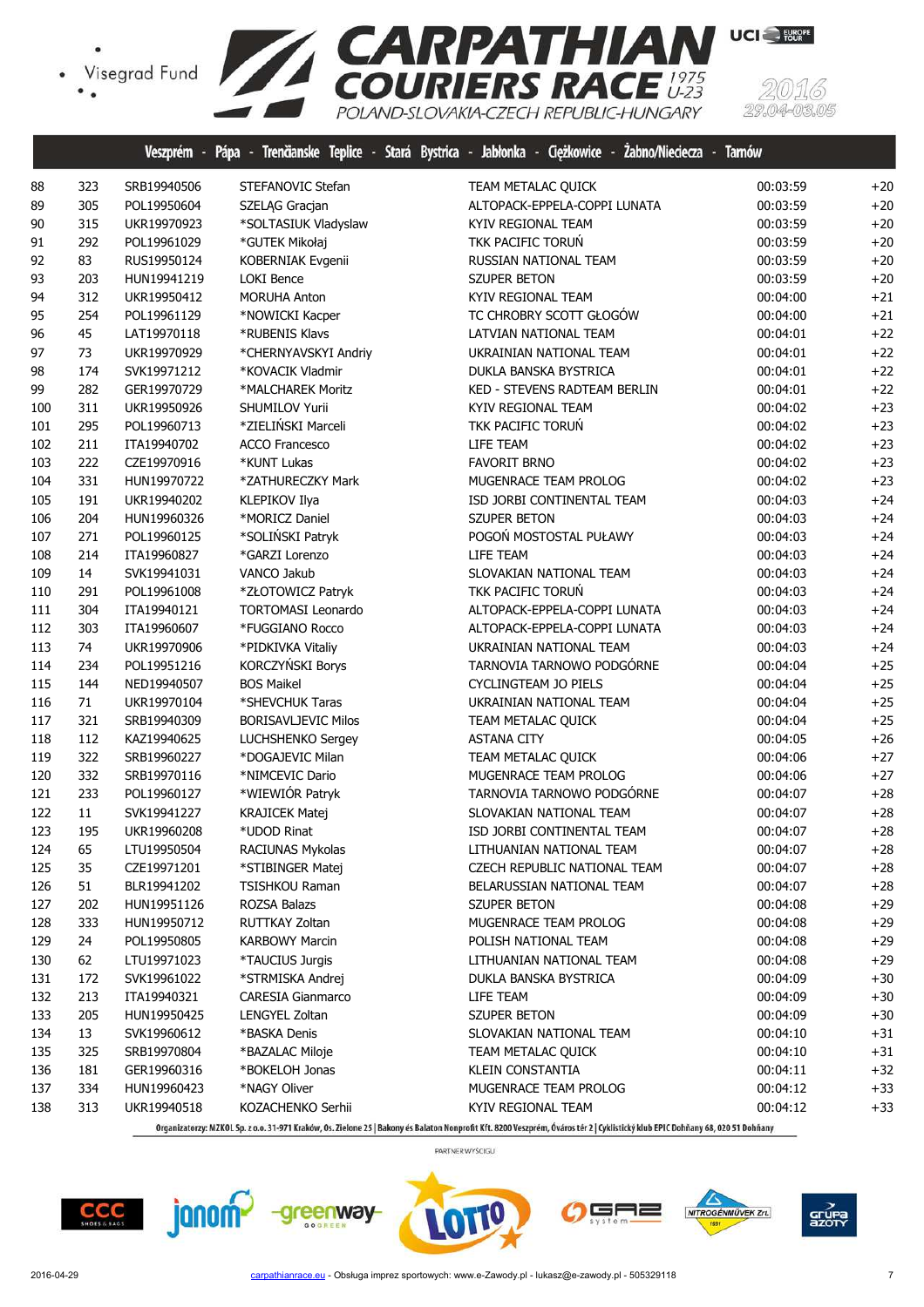# CARPATHIAN COURIERS RACE 1975 U-23

POLAND-SLOVAKIA-CZECH REPUBLIC-HUNGARY

2016 29.04-03.05

Veszprém - Pápa - Trenčianske Teplice - Stará Bystrica - Jabłonka - Ciężkowice - Żabno/Nieciecza - Tarnów

| | | | | | | |
|---|---|---|---|---|---|---|
| 88 | 323 | SRB19940506 | STEFANOVIC Stefan | TEAM METALAC QUICK | 00:03:59 | +20 |
| 89 | 305 | POL19950604 | SZELĄG Gracjan | ALTOPACK-EPPELA-COPPI LUNATA | 00:03:59 | +20 |
| 90 | 315 | UKR19970923 | *SOLTASIUK Vladyslaw | KYIV REGIONAL TEAM | 00:03:59 | +20 |
| 91 | 292 | POL19961029 | *GUTEK Mikołaj | TKK PACIFIC TORUŃ | 00:03:59 | +20 |
| 92 | 83 | RUS19950124 | KOBERNIAK Evgenii | RUSSIAN NATIONAL TEAM | 00:03:59 | +20 |
| 93 | 203 | HUN19941219 | LOKI Bence | SZUPER BETON | 00:03:59 | +20 |
| 94 | 312 | UKR19950412 | MORUHA Anton | KYIV REGIONAL TEAM | 00:04:00 | +21 |
| 95 | 254 | POL19961129 | *NOWICKI Kacper | TC CHROBRY SCOTT GŁOGÓW | 00:04:00 | +21 |
| 96 | 45 | LAT19970118 | *RUBENIS Klavs | LATVIAN NATIONAL TEAM | 00:04:01 | +22 |
| 97 | 73 | UKR19970929 | *CHERNYAVSKYI Andriy | UKRAINIAN NATIONAL TEAM | 00:04:01 | +22 |
| 98 | 174 | SVK19971212 | *KOVACIK Vladmir | DUKLA BANSKA BYSTRICA | 00:04:01 | +22 |
| 99 | 282 | GER19970729 | *MALCHAREK Moritz | KED - STEVENS RADTEAM BERLIN | 00:04:01 | +22 |
| 100 | 311 | UKR19950926 | SHUMILOV Yurii | KYIV REGIONAL TEAM | 00:04:02 | +23 |
| 101 | 295 | POL19960713 | *ZIELIŃSKI Marceli | TKK PACIFIC TORUŃ | 00:04:02 | +23 |
| 102 | 211 | ITA19940702 | ACCO Francesco | LIFE TEAM | 00:04:02 | +23 |
| 103 | 222 | CZE19970916 | *KUNT Lukas | FAVORIT BRNO | 00:04:02 | +23 |
| 104 | 331 | HUN19970722 | *ZATHURECZKY Mark | MUGENRACE TEAM PROLOG | 00:04:02 | +23 |
| 105 | 191 | UKR19940202 | KLEPIKOV Ilya | ISD JORBI CONTINENTAL TEAM | 00:04:03 | +24 |
| 106 | 204 | HUN19960326 | *MORICZ Daniel | SZUPER BETON | 00:04:03 | +24 |
| 107 | 271 | POL19960125 | *SOLIŃSKI Patryk | POGOŃ MOSTOSTAL PUŁAWY | 00:04:03 | +24 |
| 108 | 214 | ITA19960827 | *GARZI Lorenzo | LIFE TEAM | 00:04:03 | +24 |
| 109 | 14 | SVK19941031 | VANCO Jakub | SLOVAKIAN NATIONAL TEAM | 00:04:03 | +24 |
| 110 | 291 | POL19961008 | *ZŁOTOWICZ Patryk | TKK PACIFIC TORUŃ | 00:04:03 | +24 |
| 111 | 304 | ITA19940121 | TORTOMASI Leonardo | ALTOPACK-EPPELA-COPPI LUNATA | 00:04:03 | +24 |
| 112 | 303 | ITA19960607 | *FUGGIANO Rocco | ALTOPACK-EPPELA-COPPI LUNATA | 00:04:03 | +24 |
| 113 | 74 | UKR19970906 | *PIDKIVKA Vitaliy | UKRAINIAN NATIONAL TEAM | 00:04:03 | +24 |
| 114 | 234 | POL19951216 | KORCZYŃSKI Borys | TARNOVIA TARNOWO PODGÓRNE | 00:04:04 | +25 |
| 115 | 144 | NED19940507 | BOS Maikel | CYCLINGTEAM JO PIELS | 00:04:04 | +25 |
| 116 | 71 | UKR19970104 | *SHEVCHUK Taras | UKRAINIAN NATIONAL TEAM | 00:04:04 | +25 |
| 117 | 321 | SRB19940309 | BORISAVLJEVIC Milos | TEAM METALAC QUICK | 00:04:04 | +25 |
| 118 | 112 | KAZ19940625 | LUCHSHENKO Sergey | ASTANA CITY | 00:04:05 | +26 |
| 119 | 322 | SRB19960227 | *DOGAJEVIC Milan | TEAM METALAC QUICK | 00:04:06 | +27 |
| 120 | 332 | SRB19970116 | *NIMCEVIC Dario | MUGENRACE TEAM PROLOG | 00:04:06 | +27 |
| 121 | 233 | POL19960127 | *WIEWIÓR Patryk | TARNOVIA TARNOWO PODGÓRNE | 00:04:07 | +28 |
| 122 | 11 | SVK19941227 | KRAJICEK Matej | SLOVAKIAN NATIONAL TEAM | 00:04:07 | +28 |
| 123 | 195 | UKR19960208 | *UDOD Rinat | ISD JORBI CONTINENTAL TEAM | 00:04:07 | +28 |
| 124 | 65 | LTU19950504 | RACIUNAS Mykolas | LITHUANIAN NATIONAL TEAM | 00:04:07 | +28 |
| 125 | 35 | CZE19971201 | *STIBINGER Matej | CZECH REPUBLIC NATIONAL TEAM | 00:04:07 | +28 |
| 126 | 51 | BLR19941202 | TSISHKOU Raman | BELARUSSIAN NATIONAL TEAM | 00:04:07 | +28 |
| 127 | 202 | HUN19951126 | ROZSA Balazs | SZUPER BETON | 00:04:08 | +29 |
| 128 | 333 | HUN19950712 | RUTTKAY Zoltan | MUGENRACE TEAM PROLOG | 00:04:08 | +29 |
| 129 | 24 | POL19950805 | KARBOWY Marcin | POLISH NATIONAL TEAM | 00:04:08 | +29 |
| 130 | 62 | LTU19971023 | *TAUCIUS Jurgis | LITHUANIAN NATIONAL TEAM | 00:04:08 | +29 |
| 131 | 172 | SVK19961022 | *STRMISKA Andrej | DUKLA BANSKA BYSTRICA | 00:04:09 | +30 |
| 132 | 213 | ITA19940321 | CARESIA Gianmarco | LIFE TEAM | 00:04:09 | +30 |
| 133 | 205 | HUN19950425 | LENGYEL Zoltan | SZUPER BETON | 00:04:09 | +30 |
| 134 | 13 | SVK19960612 | *BASKA Denis | SLOVAKIAN NATIONAL TEAM | 00:04:10 | +31 |
| 135 | 325 | SRB19970804 | *BAZALAC Miloje | TEAM METALAC QUICK | 00:04:10 | +31 |
| 136 | 181 | GER19960316 | *BOKELOH Jonas | KLEIN CONSTANTIA | 00:04:11 | +32 |
| 137 | 334 | HUN19960423 | *NAGY Oliver | MUGENRACE TEAM PROLOG | 00:04:12 | +33 |
| 138 | 313 | UKR19940518 | KOZACHENKO Serhii | KYIV REGIONAL TEAM | 00:04:12 | +33 |

Organizatorzy: MZKOL Sp. z o.o. 31-971 Kraków, Os. Zielone 25 | Bakony és Balaton Nonprofit Kft. 8200 Veszprém, Óváros tér 2 | Cyklistický klub EPIC Dohňany 68, 020 51 Dohňany

PARTNER WYSCIGU

2016-04-29 carpathianrace.eu - Obsługa imprez sportowych: www.e-Zawody.pl - lukasz@e-zawody.pl - 505329118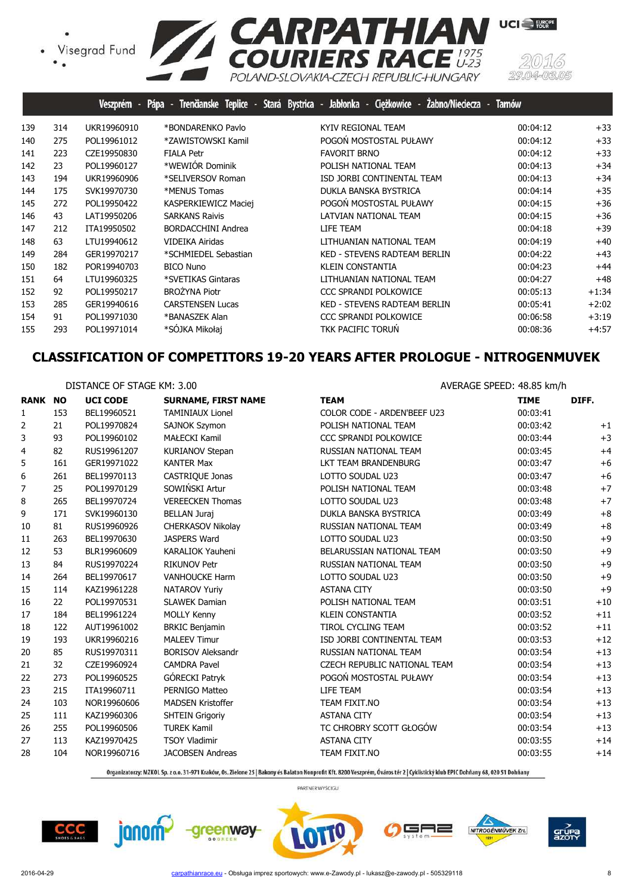| | | | | | | |
|---|---|---|---|---|---|---|
| 139 | 314 | UKR19960910 | *BONDARENKO Pavlo | KYIV REGIONAL TEAM | 00:04:12 | +33 |
| 140 | 275 | POL19961012 | *ZAWISTOWSKI Kamil | POGOŃ MOSTOSTAL PUŁAWY | 00:04:12 | +33 |
| 141 | 223 | CZE19950830 | FIALA Petr | FAVORIT BRNO | 00:04:12 | +33 |
| 142 | 23 | POL19960127 | *WEWIÓR Dominik | POLISH NATIONAL TEAM | 00:04:13 | +34 |
| 143 | 194 | UKR19960906 | *SELIVERSOV Roman | ISD JORBI CONTINENTAL TEAM | 00:04:13 | +34 |
| 144 | 175 | SVK19970730 | *MENUS Tomas | DUKLA BANSKA BYSTRICA | 00:04:14 | +35 |
| 145 | 272 | POL19950422 | KASPERKIEWICZ Maciej | POGOŃ MOSTOSTAL PUŁAWY | 00:04:15 | +36 |
| 146 | 43 | LAT19950206 | SARKANS Raivis | LATVIAN NATIONAL TEAM | 00:04:15 | +36 |
| 147 | 212 | ITA19950502 | BORDACCHINI Andrea | LIFE TEAM | 00:04:18 | +39 |
| 148 | 63 | LTU19940612 | VIDEIKA Airidas | LITHUANIAN NATIONAL TEAM | 00:04:19 | +40 |
| 149 | 284 | GER19970217 | *SCHMIEDEL Sebastian | KED - STEVENS RADTEAM BERLIN | 00:04:22 | +43 |
| 150 | 182 | POR19940703 | BICO Nuno | KLEIN CONSTANTIA | 00:04:23 | +44 |
| 151 | 64 | LTU19960325 | *SVETIKAS Gintaras | LITHUANIAN NATIONAL TEAM | 00:04:27 | +48 |
| 152 | 92 | POL19950217 | BROŻYNA Piotr | CCC SPRANDI POLKOWICE | 00:05:13 | +1:34 |
| 153 | 285 | GER19940616 | CARSTENSEN Lucas | KED - STEVENS RADTEAM BERLIN | 00:05:41 | +2:02 |
| 154 | 91 | POL19971030 | *BANASZEK Alan | CCC SPRANDI POLKOWICE | 00:06:58 | +3:19 |
| 155 | 293 | POL19971014 | *SÓJKA Mikołaj | TKK PACIFIC TORUŃ | 00:08:36 | +4:57 |

## CLASSIFICATION OF COMPETITORS 19-20 YEARS AFTER PROLOGUE - NITROGENMUVEK

DISTANCE OF STAGE KM: 3.00 AVERAGE SPEED: 48.85 km/h

| RANK | NO | UCI CODE | SURNAME, FIRST NAME | TEAM | TIME | DIFF. |
|---|---|---|---|---|---|---|
| 1 | 153 | BEL19960521 | TAMINIAUX Lionel | COLOR CODE - ARDEN'BEEF U23 | 00:03:41 | |
| 2 | 21 | POL19970824 | SAJNOK Szymon | POLISH NATIONAL TEAM | 00:03:42 | +1 |
| 3 | 93 | POL19960102 | MAŁECKI Kamil | CCC SPRANDI POLKOWICE | 00:03:44 | +3 |
| 4 | 82 | RUS19961207 | KURIANOV Stepan | RUSSIAN NATIONAL TEAM | 00:03:45 | +4 |
| 5 | 161 | GER19971022 | KANTER Max | LKT TEAM BRANDENBURG | 00:03:47 | +6 |
| 6 | 261 | BEL19970113 | CASTRIQUE Jonas | LOTTO SOUDAL U23 | 00:03:47 | +6 |
| 7 | 25 | POL19970129 | SOWIŃSKI Artur | POLISH NATIONAL TEAM | 00:03:48 | +7 |
| 8 | 265 | BEL19970724 | VEREECKEN Thomas | LOTTO SOUDAL U23 | 00:03:48 | +7 |
| 9 | 171 | SVK19960130 | BELLAN Juraj | DUKLA BANSKA BYSTRICA | 00:03:49 | +8 |
| 10 | 81 | RUS19960926 | CHERKASOV Nikolay | RUSSIAN NATIONAL TEAM | 00:03:49 | +8 |
| 11 | 263 | BEL19970630 | JASPERS Ward | LOTTO SOUDAL U23 | 00:03:50 | +9 |
| 12 | 53 | BLR19960609 | KARALIOK Yauheni | BELARUSSIAN NATIONAL TEAM | 00:03:50 | +9 |
| 13 | 84 | RUS19970224 | RIKUNOV Petr | RUSSIAN NATIONAL TEAM | 00:03:50 | +9 |
| 14 | 264 | BEL19970617 | VANHOUCKE Harm | LOTTO SOUDAL U23 | 00:03:50 | +9 |
| 15 | 114 | KAZ19961228 | NATAROV Yuriy | ASTANA CITY | 00:03:50 | +9 |
| 16 | 22 | POL19970531 | SLAWEK Damian | POLISH NATIONAL TEAM | 00:03:51 | +10 |
| 17 | 184 | BEL19961224 | MOLLY Kenny | KLEIN CONSTANTIA | 00:03:52 | +11 |
| 18 | 122 | AUT19961002 | BRKIC Benjamin | TIROL CYCLING TEAM | 00:03:52 | +11 |
| 19 | 193 | UKR19960216 | MALEEV Timur | ISD JORBI CONTINENTAL TEAM | 00:03:53 | +12 |
| 20 | 85 | RUS19970311 | BORISOV Aleksandr | RUSSIAN NATIONAL TEAM | 00:03:54 | +13 |
| 21 | 32 | CZE19960924 | CAMDRA Pavel | CZECH REPUBLIC NATIONAL TEAM | 00:03:54 | +13 |
| 22 | 273 | POL19960525 | GÓRECKI Patryk | POGOŃ MOSTOSTAL PUŁAWY | 00:03:54 | +13 |
| 23 | 215 | ITA19960711 | PERNIGO Matteo | LIFE TEAM | 00:03:54 | +13 |
| 24 | 103 | NOR19960606 | MADSEN Kristoffer | TEAM FIXIT.NO | 00:03:54 | +13 |
| 25 | 111 | KAZ19960306 | SHTEIN Grigoriy | ASTANA CITY | 00:03:54 | +13 |
| 26 | 255 | POL19960506 | TUREK Kamil | TC CHROBRY SCOTT GŁOGÓW | 00:03:54 | +13 |
| 27 | 113 | KAZ19970425 | TSOY Vladimir | ASTANA CITY | 00:03:55 | +14 |
| 28 | 104 | NOR19960716 | JACOBSEN Andreas | TEAM FIXIT.NO | 00:03:55 | +14 |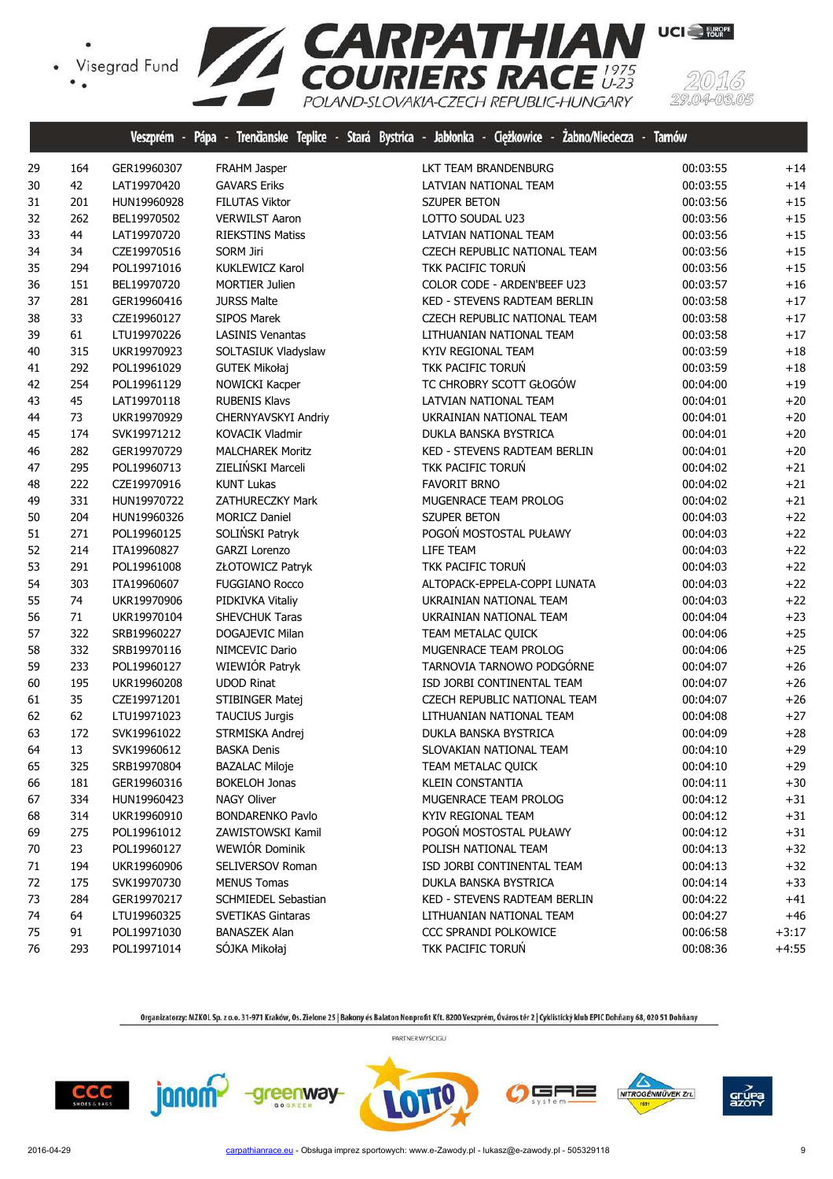Veszprém - Pápa - Trenčianske Teplice - Stará Bystrica - Jabłonka - Ciężkowice - Żabno/Nieciecza - Tarnów

| | | | | | | |
|---|---|---|---|---|---|---|
| 29 | 164 | GER19960307 | FRAHM Jasper | LKT TEAM BRANDENBURG | 00:03:55 | +14 |
| 30 | 42 | LAT19970420 | GAVARS Eriks | LATVIAN NATIONAL TEAM | 00:03:55 | +14 |
| 31 | 201 | HUN19960928 | FILUTAS Viktor | SZUPER BETON | 00:03:56 | +15 |
| 32 | 262 | BEL19970502 | VERWILST Aaron | LOTTO SOUDAL U23 | 00:03:56 | +15 |
| 33 | 44 | LAT19970720 | RIEKSTINS Matiss | LATVIAN NATIONAL TEAM | 00:03:56 | +15 |
| 34 | 34 | CZE19970516 | SORM Jiri | CZECH REPUBLIC NATIONAL TEAM | 00:03:56 | +15 |
| 35 | 294 | POL19971016 | KUKLEWICZ Karol | TKK PACIFIC TORUŃ | 00:03:56 | +15 |
| 36 | 151 | BEL19970720 | MORTIER Julien | COLOR CODE - ARDEN'BEEF U23 | 00:03:57 | +16 |
| 37 | 281 | GER19960416 | JURSS Malte | KED - STEVENS RADTEAM BERLIN | 00:03:58 | +17 |
| 38 | 33 | CZE19960127 | SIPOS Marek | CZECH REPUBLIC NATIONAL TEAM | 00:03:58 | +17 |
| 39 | 61 | LTU19970226 | LASINIS Venantas | LITHUANIAN NATIONAL TEAM | 00:03:58 | +17 |
| 40 | 315 | UKR19970923 | SOLTASIUK Vladyslaw | KYIV REGIONAL TEAM | 00:03:59 | +18 |
| 41 | 292 | POL19961029 | GUTEK Mikołaj | TKK PACIFIC TORUŃ | 00:03:59 | +18 |
| 42 | 254 | POL19961129 | NOWICKI Kacper | TC CHROBRY SCOTT GŁOGÓW | 00:04:00 | +19 |
| 43 | 45 | LAT19970118 | RUBENIS Klavs | LATVIAN NATIONAL TEAM | 00:04:01 | +20 |
| 44 | 73 | UKR19970929 | CHERNYAVSKYI Andriy | UKRAINIAN NATIONAL TEAM | 00:04:01 | +20 |
| 45 | 174 | SVK19971212 | KOVACIK Vladmir | DUKLA BANSKA BYSTRICA | 00:04:01 | +20 |
| 46 | 282 | GER19970729 | MALCHAREK Moritz | KED - STEVENS RADTEAM BERLIN | 00:04:01 | +20 |
| 47 | 295 | POL19960713 | ZIELIŃSKI Marceli | TKK PACIFIC TORUŃ | 00:04:02 | +21 |
| 48 | 222 | CZE19970916 | KUNT Lukas | FAVORIT BRNO | 00:04:02 | +21 |
| 49 | 331 | HUN19970722 | ZATHURECZKY Mark | MUGENRACE TEAM PROLOG | 00:04:02 | +21 |
| 50 | 204 | HUN19960326 | MORICZ Daniel | SZUPER BETON | 00:04:03 | +22 |
| 51 | 271 | POL19960125 | SOLIŃSKI Patryk | POGOŃ MOSTOSTAL PUŁAWY | 00:04:03 | +22 |
| 52 | 214 | ITA19960827 | GARZI Lorenzo | LIFE TEAM | 00:04:03 | +22 |
| 53 | 291 | POL19961008 | ZŁOTOWICZ Patryk | TKK PACIFIC TORUŃ | 00:04:03 | +22 |
| 54 | 303 | ITA19960607 | FUGGIANO Rocco | ALTOPACK-EPPELA-COPPI LUNATA | 00:04:03 | +22 |
| 55 | 74 | UKR19970906 | PIDKIVKA Vitaliy | UKRAINIAN NATIONAL TEAM | 00:04:03 | +22 |
| 56 | 71 | UKR19970104 | SHEVCHUK Taras | UKRAINIAN NATIONAL TEAM | 00:04:04 | +23 |
| 57 | 322 | SRB19960227 | DOGAJEVIC Milan | TEAM METALAC QUICK | 00:04:06 | +25 |
| 58 | 332 | SRB19970116 | NIMCEVIC Dario | MUGENRACE TEAM PROLOG | 00:04:06 | +25 |
| 59 | 233 | POL19960127 | WIEWIÓR Patryk | TARNOVIA TARNOWO PODGÓRNE | 00:04:07 | +26 |
| 60 | 195 | UKR19960208 | UDOD Rinat | ISD JORBI CONTINENTAL TEAM | 00:04:07 | +26 |
| 61 | 35 | CZE19971201 | STIBINGER Matej | CZECH REPUBLIC NATIONAL TEAM | 00:04:07 | +26 |
| 62 | 62 | LTU19971023 | TAUCIUS Jurgis | LITHUANIAN NATIONAL TEAM | 00:04:08 | +27 |
| 63 | 172 | SVK19961022 | STRMISKA Andrej | DUKLA BANSKA BYSTRICA | 00:04:09 | +28 |
| 64 | 13 | SVK19960612 | BASKA Denis | SLOVAKIAN NATIONAL TEAM | 00:04:10 | +29 |
| 65 | 325 | SRB19970804 | BAZALAC Miloje | TEAM METALAC QUICK | 00:04:10 | +29 |
| 66 | 181 | GER19960316 | BOKELOH Jonas | KLEIN CONSTANTIA | 00:04:11 | +30 |
| 67 | 334 | HUN19960423 | NAGY Oliver | MUGENRACE TEAM PROLOG | 00:04:12 | +31 |
| 68 | 314 | UKR19960910 | BONDARENKO Pavlo | KYIV REGIONAL TEAM | 00:04:12 | +31 |
| 69 | 275 | POL19961012 | ZAWISTOWSKI Kamil | POGOŃ MOSTOSTAL PUŁAWY | 00:04:12 | +31 |
| 70 | 23 | POL19960127 | WEWIÓR Dominik | POLISH NATIONAL TEAM | 00:04:13 | +32 |
| 71 | 194 | UKR19960906 | SELIVERSOV Roman | ISD JORBI CONTINENTAL TEAM | 00:04:13 | +32 |
| 72 | 175 | SVK19970730 | MENUS Tomas | DUKLA BANSKA BYSTRICA | 00:04:14 | +33 |
| 73 | 284 | GER19970217 | SCHMIEDEL Sebastian | KED - STEVENS RADTEAM BERLIN | 00:04:22 | +41 |
| 74 | 64 | LTU19960325 | SVETIKAS Gintaras | LITHUANIAN NATIONAL TEAM | 00:04:27 | +46 |
| 75 | 91 | POL19971030 | BANASZEK Alan | CCC SPRANDI POLKOWICE | 00:06:58 | +3:17 |
| 76 | 293 | POL19971014 | SÓJKA Mikołaj | TKK PACIFIC TORUŃ | 00:08:36 | +4:55 |

Organizatorzy: MZKOL Sp. z o.o. 31-971 Kraków, Os. Zielone 25 | Bakony és Balaton Nonprofit Kft. 8200 Veszprém, Óváros tér 2 | Cyklistický klub EPIC Dohňany 68, 020 51 Dohňany

PARTNER WYŚCIGU

2016-04-29 carpathianrace.eu - Obsługa imprez sportowych: www.e-Zawody.pl - lukasz@e-zawody.pl - 505329118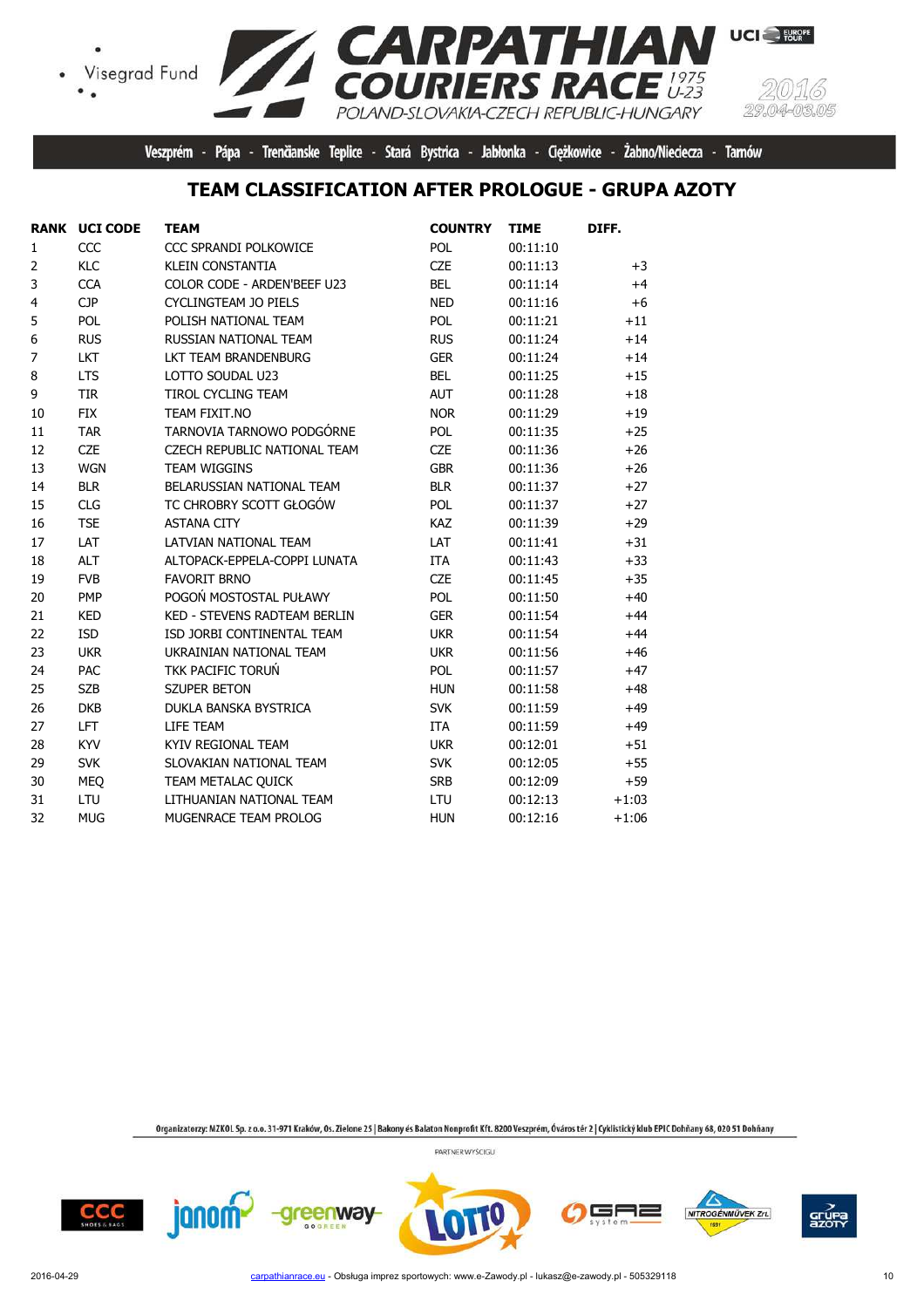Veszprém - Pápa - Trenčianske Teplice - Stará Bystrica - Jabłonka - Ciężkowice - Żabno/Nieciecza - Tarnów

## TEAM CLASSIFICATION AFTER PROLOGUE - GRUPA AZOTY

| RANK | UCI CODE | TEAM | COUNTRY | TIME | DIFF. |
|---|---|---|---|---|---|
| 1 | CCC | CCC SPRANDI POLKOWICE | POL | 00:11:10 | |
| 2 | KLC | KLEIN CONSTANTIA | CZE | 00:11:13 | +3 |
| 3 | CCA | COLOR CODE - ARDEN'BEEF U23 | BEL | 00:11:14 | +4 |
| 4 | CJP | CYCLINGTEAM JO PIELS | NED | 00:11:16 | +6 |
| 5 | POL | POLISH NATIONAL TEAM | POL | 00:11:21 | +11 |
| 6 | RUS | RUSSIAN NATIONAL TEAM | RUS | 00:11:24 | +14 |
| 7 | LKT | LKT TEAM BRANDENBURG | GER | 00:11:24 | +14 |
| 8 | LTS | LOTTO SOUDAL U23 | BEL | 00:11:25 | +15 |
| 9 | TIR | TIROL CYCLING TEAM | AUT | 00:11:28 | +18 |
| 10 | FIX | TEAM FIXIT.NO | NOR | 00:11:29 | +19 |
| 11 | TAR | TARNOVIA TARNOWO PODGÓRNE | POL | 00:11:35 | +25 |
| 12 | CZE | CZECH REPUBLIC NATIONAL TEAM | CZE | 00:11:36 | +26 |
| 13 | WGN | TEAM WIGGINS | GBR | 00:11:36 | +26 |
| 14 | BLR | BELARUSSIAN NATIONAL TEAM | BLR | 00:11:37 | +27 |
| 15 | CLG | TC CHROBRY SCOTT GŁOGÓW | POL | 00:11:37 | +27 |
| 16 | TSE | ASTANA CITY | KAZ | 00:11:39 | +29 |
| 17 | LAT | LATVIAN NATIONAL TEAM | LAT | 00:11:41 | +31 |
| 18 | ALT | ALTOPACK-EPPELA-COPPI LUNATA | ITA | 00:11:43 | +33 |
| 19 | FVB | FAVORIT BRNO | CZE | 00:11:45 | +35 |
| 20 | PMP | POGOŃ MOSTOSTAL PUŁAWY | POL | 00:11:50 | +40 |
| 21 | KED | KED - STEVENS RADTEAM BERLIN | GER | 00:11:54 | +44 |
| 22 | ISD | ISD JORBI CONTINENTAL TEAM | UKR | 00:11:54 | +44 |
| 23 | UKR | UKRAINIAN NATIONAL TEAM | UKR | 00:11:56 | +46 |
| 24 | PAC | TKK PACIFIC TORUŃ | POL | 00:11:57 | +47 |
| 25 | SZB | SZUPER BETON | HUN | 00:11:58 | +48 |
| 26 | DKB | DUKLA BANSKA BYSTRICA | SVK | 00:11:59 | +49 |
| 27 | LFT | LIFE TEAM | ITA | 00:11:59 | +49 |
| 28 | KYV | KYIV REGIONAL TEAM | UKR | 00:12:01 | +51 |
| 29 | SVK | SLOVAKIAN NATIONAL TEAM | SVK | 00:12:05 | +55 |
| 30 | MEQ | TEAM METALAC QUICK | SRB | 00:12:09 | +59 |
| 31 | LTU | LITHUANIAN NATIONAL TEAM | LTU | 00:12:13 | +1:03 |
| 32 | MUG | MUGENRACE TEAM PROLOG | HUN | 00:12:16 | +1:06 |

Organizatorzy: MZKOL Sp. z o.o. 31-971 Kraków, Os. Zielone 25 | Bakony és Balaton Nonprofit Kft. 8200 Veszprém, Óváros tér 2 | Cyklistický klub EPIC Dohňany 68, 020 51 Dohňany

PARTNER WYŚCIGU

2016-04-29 carpathianrace.eu - Obsługa imprez sportowych: www.e-Zawody.pl - lukasz@e-zawody.pl - 505329118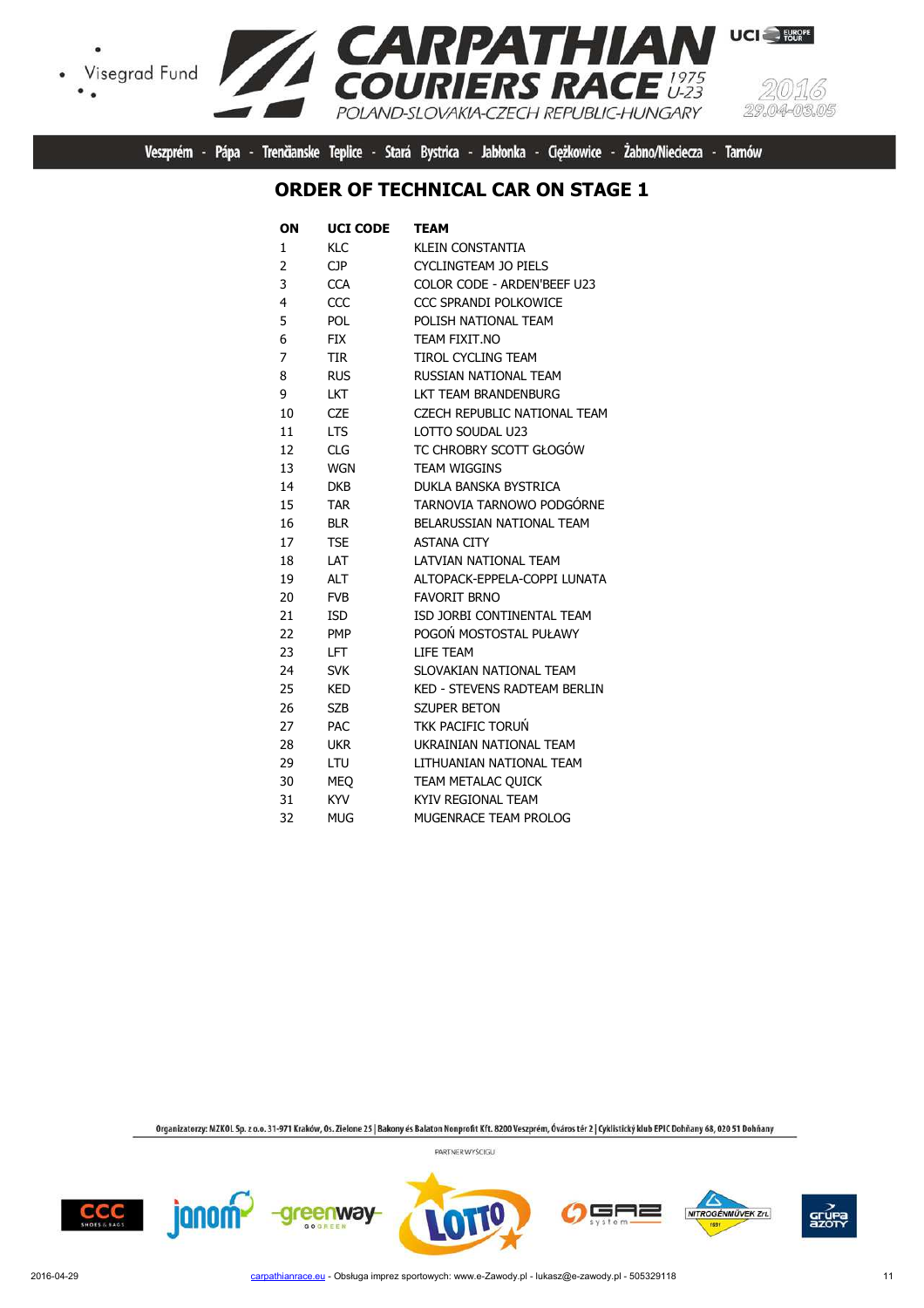## ORDER OF TECHNICAL CAR ON STAGE 1

| ON | UCI CODE | TEAM |
|---|---|---|
| 1 | KLC | KLEIN CONSTANTIA |
| 2 | CJP | CYCLINGTEAM JO PIELS |
| 3 | CCA | COLOR CODE - ARDEN'BEEF U23 |
| 4 | CCC | CCC SPRANDI POLKOWICE |
| 5 | POL | POLISH NATIONAL TEAM |
| 6 | FIX | TEAM FIXIT.NO |
| 7 | TIR | TIROL CYCLING TEAM |
| 8 | RUS | RUSSIAN NATIONAL TEAM |
| 9 | LKT | LKT TEAM BRANDENBURG |
| 10 | CZE | CZECH REPUBLIC NATIONAL TEAM |
| 11 | LTS | LOTTO SOUDAL U23 |
| 12 | CLG | TC CHROBRY SCOTT GŁOGÓW |
| 13 | WGN | TEAM WIGGINS |
| 14 | DKB | DUKLA BANSKA BYSTRICA |
| 15 | TAR | TARNOVIA TARNOWO PODGÓRNE |
| 16 | BLR | BELARUSSIAN NATIONAL TEAM |
| 17 | TSE | ASTANA CITY |
| 18 | LAT | LATVIAN NATIONAL TEAM |
| 19 | ALT | ALTOPACK-EPPELA-COPPI LUNATA |
| 20 | FVB | FAVORIT BRNO |
| 21 | ISD | ISD JORBI CONTINENTAL TEAM |
| 22 | PMP | POGOŃ MOSTOSTAL PUŁAWY |
| 23 | LFT | LIFE TEAM |
| 24 | SVK | SLOVAKIAN NATIONAL TEAM |
| 25 | KED | KED - STEVENS RADTEAM BERLIN |
| 26 | SZB | SZUPER BETON |
| 27 | PAC | TKK PACIFIC TORUŃ |
| 28 | UKR | UKRAINIAN NATIONAL TEAM |
| 29 | LTU | LITHUANIAN NATIONAL TEAM |
| 30 | MEQ | TEAM METALAC QUICK |
| 31 | KYV | KYIV REGIONAL TEAM |
| 32 | MUG | MUGENRACE TEAM PROLOG |